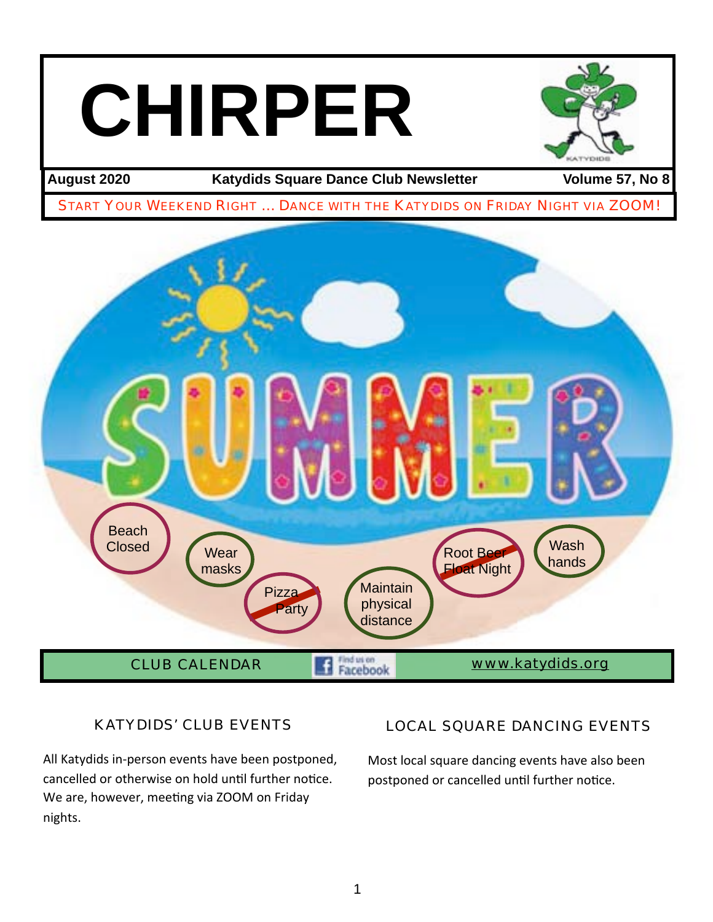# CHIRPER

**August 2020** | **Katydids Square Dance Club Newsletter** | **Volume 57, No 8**

START YOUR WEEKEND RIGHT … DANCE WITH THE KATYDIDS ON FRIDAY NIGHT VIA ZOOM!

Beach Closed

Wear masks

~~Pizza Party~~

Maintain physical distance

~~Root Beer Float Night~~

Wash hands

CLUB CALENDAR | Find us on Facebook | www.katydids.org

### KATYDIDS' CLUB EVENTS

All Katydids in-person events have been postponed, cancelled or otherwise on hold until further notice. We are, however, meeting via ZOOM on Friday nights.

### LOCAL SQUARE DANCING EVENTS

Most local square dancing events have also been postponed or cancelled until further notice.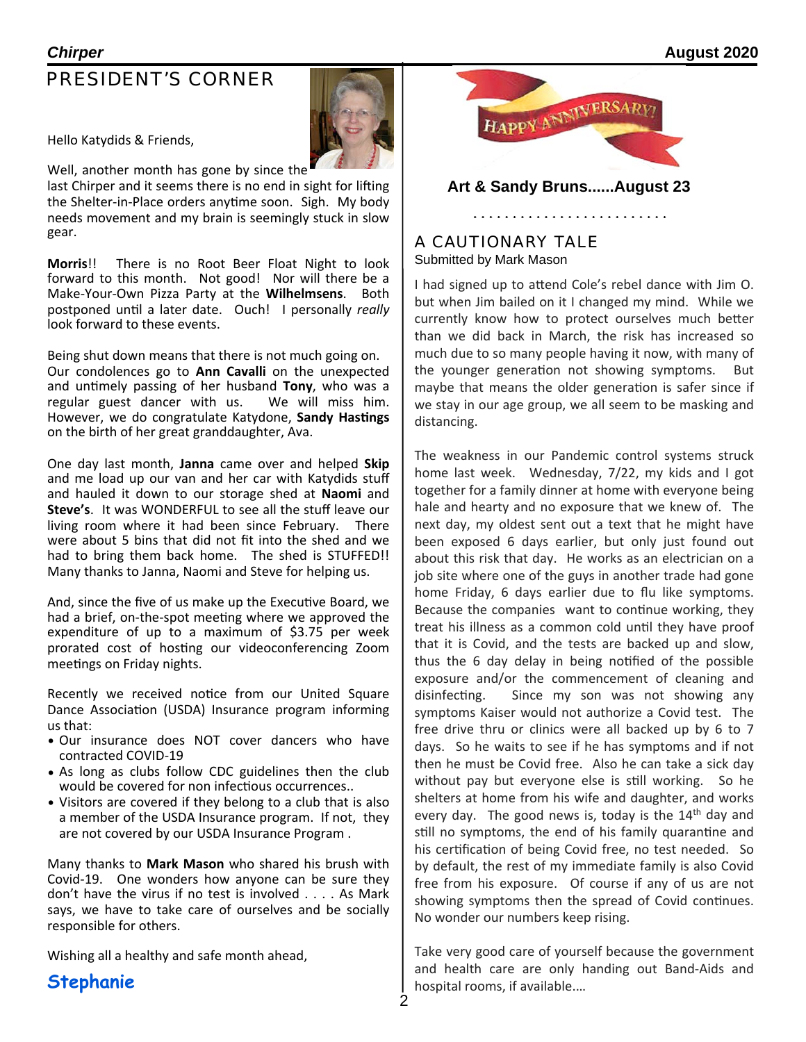## PRESIDENT'S CORNER

Hello Katydids & Friends,

Well, another month has gone by since the last Chirper and it seems there is no end in sight for lifting the Shelter-in-Place orders anytime soon. Sigh. My body needs movement and my brain is seemingly stuck in slow gear.

**Morris**!! There is no Root Beer Float Night to look forward to this month. Not good! Nor will there be a Make-Your-Own Pizza Party at the **Wilhelmsens**. Both postponed until a later date. Ouch! I personally *really* look forward to these events.

Being shut down means that there is not much going on. Our condolences go to **Ann Cavalli** on the unexpected and untimely passing of her husband **Tony**, who was a regular guest dancer with us. We will miss him. However, we do congratulate Katydone, **Sandy Hastings** on the birth of her great granddaughter, Ava.

One day last month, **Janna** came over and helped **Skip** and me load up our van and her car with Katydids stuff and hauled it down to our storage shed at **Naomi** and **Steve's**. It was WONDERFUL to see all the stuff leave our living room where it had been since February. There were about 5 bins that did not fit into the shed and we had to bring them back home. The shed is STUFFED!! Many thanks to Janna, Naomi and Steve for helping us.

And, since the five of us make up the Executive Board, we had a brief, on-the-spot meeting where we approved the expenditure of up to a maximum of $3.75 per week prorated cost of hosting our videoconferencing Zoom meetings on Friday nights.

Recently we received notice from our United Square Dance Association (USDA) Insurance program informing us that:

- Our insurance does NOT cover dancers who have contracted COVID-19
- As long as clubs follow CDC guidelines then the club would be covered for non infectious occurrences..
- Visitors are covered if they belong to a club that is also a member of the USDA Insurance program. If not, they are not covered by our USDA Insurance Program .

Many thanks to **Mark Mason** who shared his brush with Covid-19. One wonders how anyone can be sure they don't have the virus if no test is involved . . . . As Mark says, we have to take care of ourselves and be socially responsible for others.

Wishing all a healthy and safe month ahead,

**Stephanie**

HAPPY ANNIVERSARY!

**Art & Sandy Bruns......August 23**

## A CAUTIONARY TALE

Submitted by Mark Mason

I had signed up to attend Cole's rebel dance with Jim O. but when Jim bailed on it I changed my mind. While we currently know how to protect ourselves much better than we did back in March, the risk has increased so much due to so many people having it now, with many of the younger generation not showing symptoms. But maybe that means the older generation is safer since if we stay in our age group, we all seem to be masking and distancing.

The weakness in our Pandemic control systems struck home last week. Wednesday, 7/22, my kids and I got together for a family dinner at home with everyone being hale and hearty and no exposure that we knew of. The next day, my oldest sent out a text that he might have been exposed 6 days earlier, but only just found out about this risk that day. He works as an electrician on a job site where one of the guys in another trade had gone home Friday, 6 days earlier due to flu like symptoms. Because the companies want to continue working, they treat his illness as a common cold until they have proof that it is Covid, and the tests are backed up and slow, thus the 6 day delay in being notified of the possible exposure and/or the commencement of cleaning and disinfecting. Since my son was not showing any symptoms Kaiser would not authorize a Covid test. The free drive thru or clinics were all backed up by 6 to 7 days. So he waits to see if he has symptoms and if not then he must be Covid free. Also he can take a sick day without pay but everyone else is still working. So he shelters at home from his wife and daughter, and works every day. The good news is, today is the 14th day and still no symptoms, the end of his family quarantine and his certification of being Covid free, no test needed. So by default, the rest of my immediate family is also Covid free from his exposure. Of course if any of us are not showing symptoms then the spread of Covid continues. No wonder our numbers keep rising.

Take very good care of yourself because the government and health care are only handing out Band-Aids and hospital rooms, if available….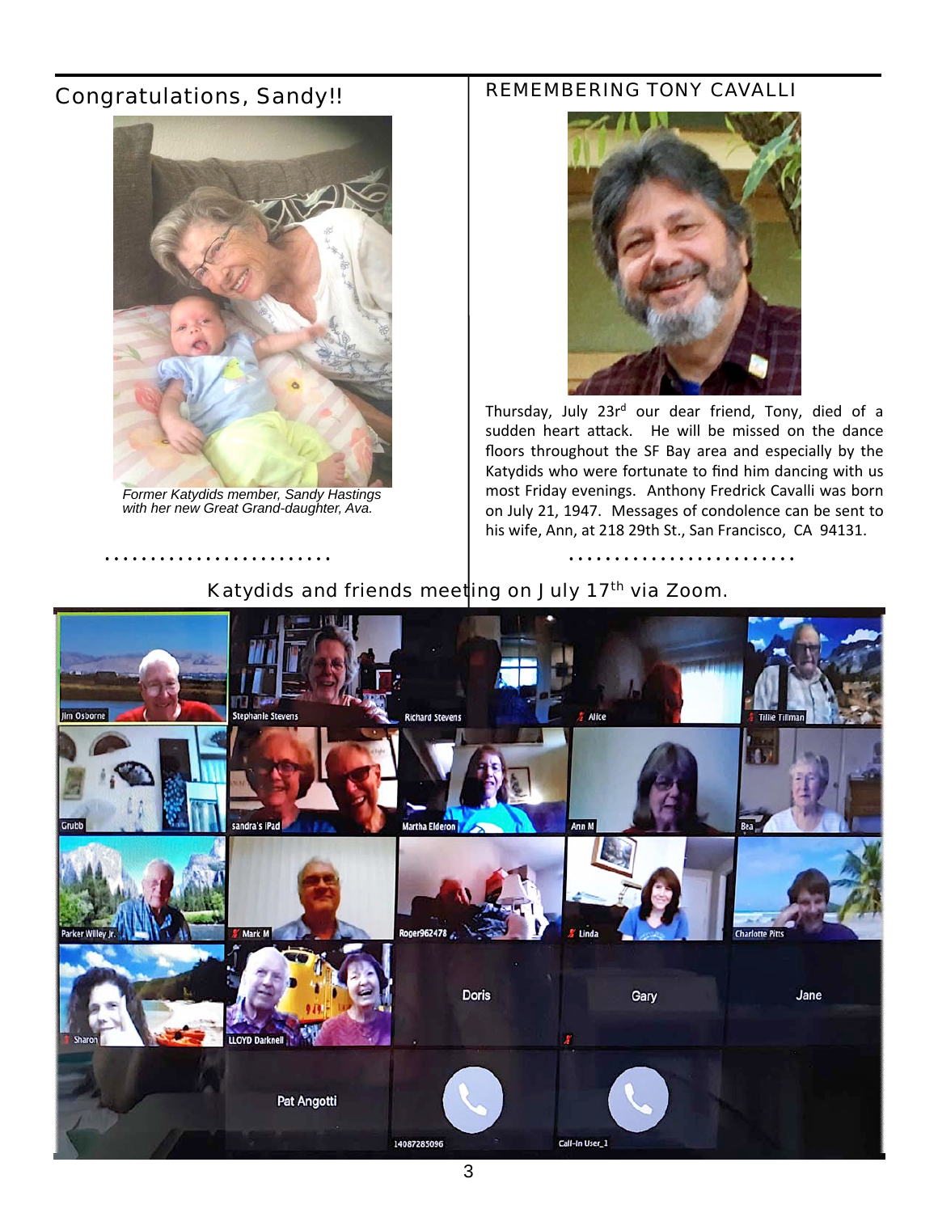## Congratulations, Sandy!!

*Former Katydids member, Sandy Hastings with her new Great Grand-daughter, Ava.*

## REMEMBERING TONY CAVALLI

Thursday, July 23rd our dear friend, Tony, died of a sudden heart attack. He will be missed on the dance floors throughout the SF Bay area and especially by the Katydids who were fortunate to find him dancing with us most Friday evenings. Anthony Fredrick Cavalli was born on July 21, 1947. Messages of condolence can be sent to his wife, Ann, at 218 29th St., San Francisco, CA 94131.

## Katydids and friends meeting on July 17th via Zoom.